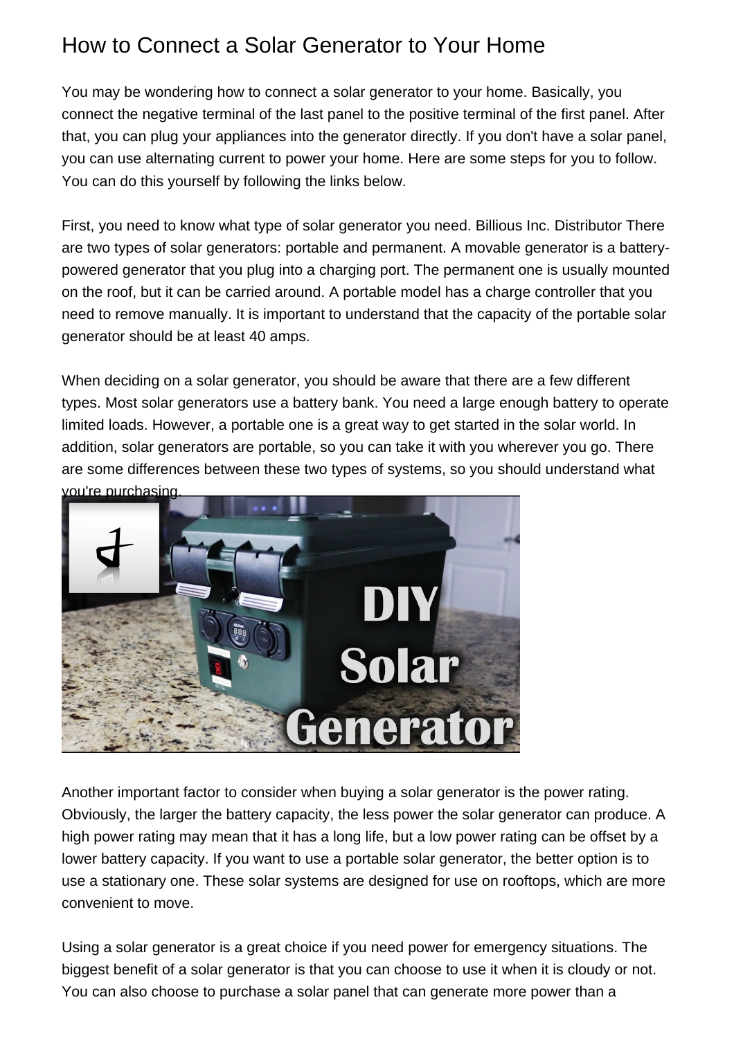# How to Connect a Solar Generator to Your Home

You may be wondering how to connect a solar generator to your home. Basically, you connect the negative terminal of the last panel to the positive terminal of the first panel. After that, you can plug your appliances into the generator directly. If you don't have a solar panel, you can use alternating current to power your home. Here are some steps for you to follow. You can do this yourself by following the links below.

First, you need to know what type of solar generator you need. Billious Inc. Distributor There are two types of solar generators: portable and permanent. A movable generator is a battery-powered generator that you plug into a charging port. The permanent one is usually mounted on the roof, but it can be carried around. A portable model has a charge controller that you need to remove manually. It is important to understand that the capacity of the portable solar generator should be at least 40 amps.

When deciding on a solar generator, you should be aware that there are a few different types. Most solar generators use a battery bank. You need a large enough battery to operate limited loads. However, a portable one is a great way to get started in the solar world. In addition, solar generators are portable, so you can take it with you wherever you go. There are some differences between these two types of systems, so you should understand what you're purchasing.

Another important factor to consider when buying a solar generator is the power rating. Obviously, the larger the battery capacity, the less power the solar generator can produce. A high power rating may mean that it has a long life, but a low power rating can be offset by a lower battery capacity. If you want to use a portable solar generator, the better option is to use a stationary one. These solar systems are designed for use on rooftops, which are more convenient to move.

Using a solar generator is a great choice if you need power for emergency situations. The biggest benefit of a solar generator is that you can choose to use it when it is cloudy or not. You can also choose to purchase a solar panel that can generate more power than a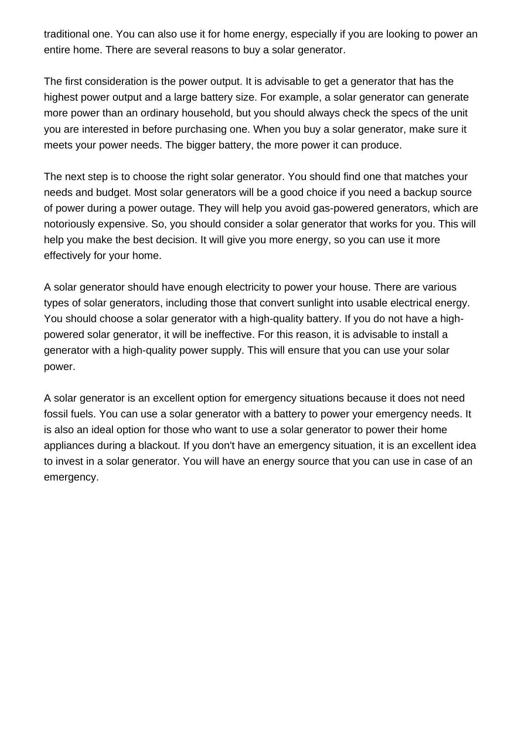traditional one. You can also use it for home energy, especially if you are looking to power an entire home. There are several reasons to buy a solar generator.

The first consideration is the power output. It is advisable to get a generator that has the highest power output and a large battery size. For example, a solar generator can generate more power than an ordinary household, but you should always check the specs of the unit you are interested in before purchasing one. When you buy a solar generator, make sure it meets your power needs. The bigger battery, the more power it can produce.

The next step is to choose the right solar generator. You should find one that matches your needs and budget. Most solar generators will be a good choice if you need a backup source of power during a power outage. They will help you avoid gas-powered generators, which are notoriously expensive. So, you should consider a solar generator that works for you. This will help you make the best decision. It will give you more energy, so you can use it more effectively for your home.

A solar generator should have enough electricity to power your house. There are various types of solar generators, including those that convert sunlight into usable electrical energy. You should choose a solar generator with a high-quality battery. If you do not have a high-powered solar generator, it will be ineffective. For this reason, it is advisable to install a generator with a high-quality power supply. This will ensure that you can use your solar power.

A solar generator is an excellent option for emergency situations because it does not need fossil fuels. You can use a solar generator with a battery to power your emergency needs. It is also an ideal option for those who want to use a solar generator to power their home appliances during a blackout. If you don't have an emergency situation, it is an excellent idea to invest in a solar generator. You will have an energy source that you can use in case of an emergency.